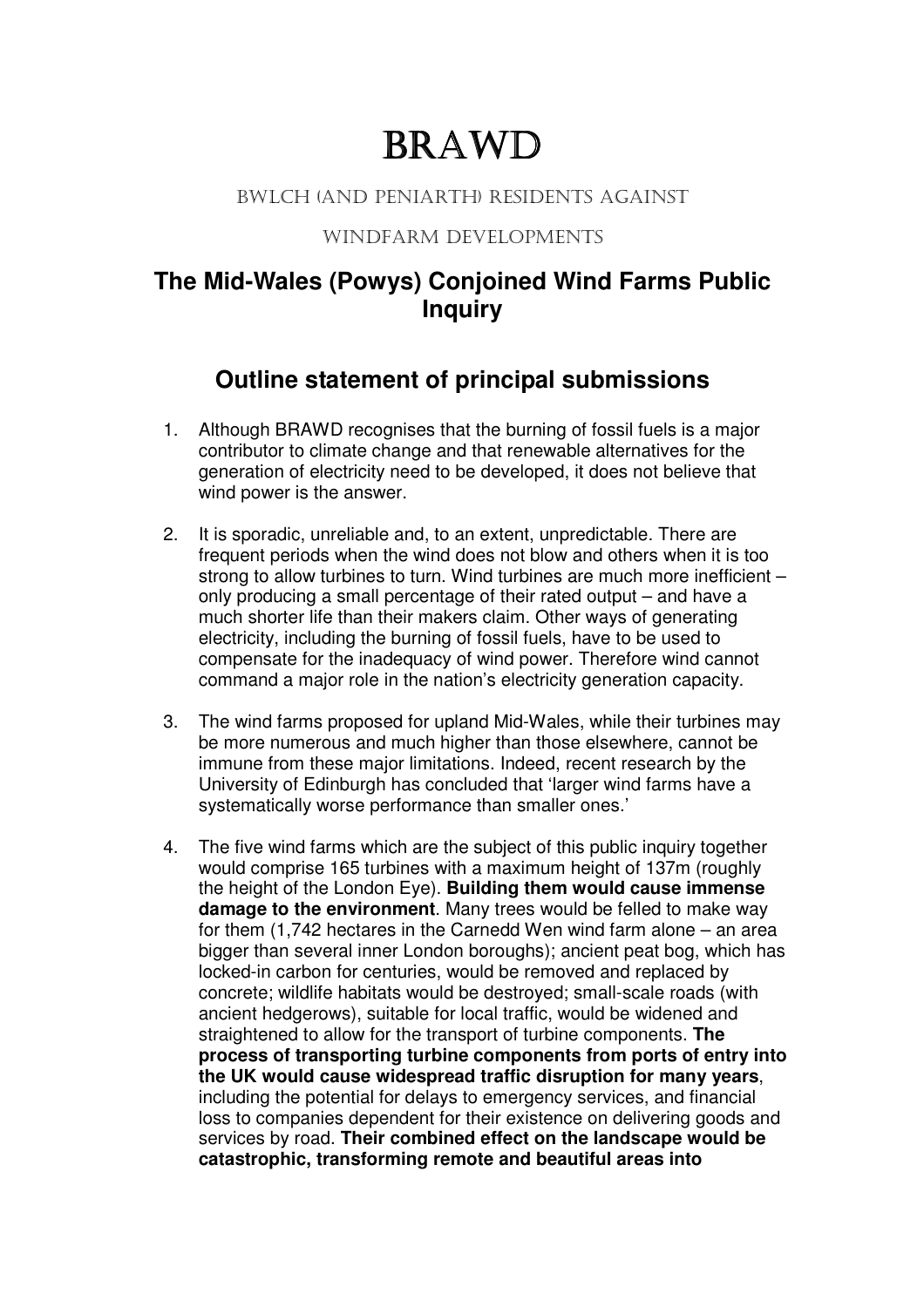# BRAWD

BWLCH (AND PENIARTH) RESIDENTS AGAINST

WINDFARM DEVELOPMENTS

## The Mid-Wales (Powys) Conjoined Wind Farms Public Inquiry

## Outline statement of principal submissions

1. Although BRAWD recognises that the burning of fossil fuels is a major contributor to climate change and that renewable alternatives for the generation of electricity need to be developed, it does not believe that wind power is the answer.

2. It is sporadic, unreliable and, to an extent, unpredictable. There are frequent periods when the wind does not blow and others when it is too strong to allow turbines to turn. Wind turbines are much more inefficient – only producing a small percentage of their rated output – and have a much shorter life than their makers claim. Other ways of generating electricity, including the burning of fossil fuels, have to be used to compensate for the inadequacy of wind power. Therefore wind cannot command a major role in the nation's electricity generation capacity.

3. The wind farms proposed for upland Mid-Wales, while their turbines may be more numerous and much higher than those elsewhere, cannot be immune from these major limitations. Indeed, recent research by the University of Edinburgh has concluded that 'larger wind farms have a systematically worse performance than smaller ones.'

4. The five wind farms which are the subject of this public inquiry together would comprise 165 turbines with a maximum height of 137m (roughly the height of the London Eye). **Building them would cause immense damage to the environment**. Many trees would be felled to make way for them (1,742 hectares in the Carnedd Wen wind farm alone – an area bigger than several inner London boroughs); ancient peat bog, which has locked-in carbon for centuries, would be removed and replaced by concrete; wildlife habitats would be destroyed; small-scale roads (with ancient hedgerows), suitable for local traffic, would be widened and straightened to allow for the transport of turbine components. **The process of transporting turbine components from ports of entry into the UK would cause widespread traffic disruption for many years**, including the potential for delays to emergency services, and financial loss to companies dependent for their existence on delivering goods and services by road. **Their combined effect on the landscape would be catastrophic, transforming remote and beautiful areas into**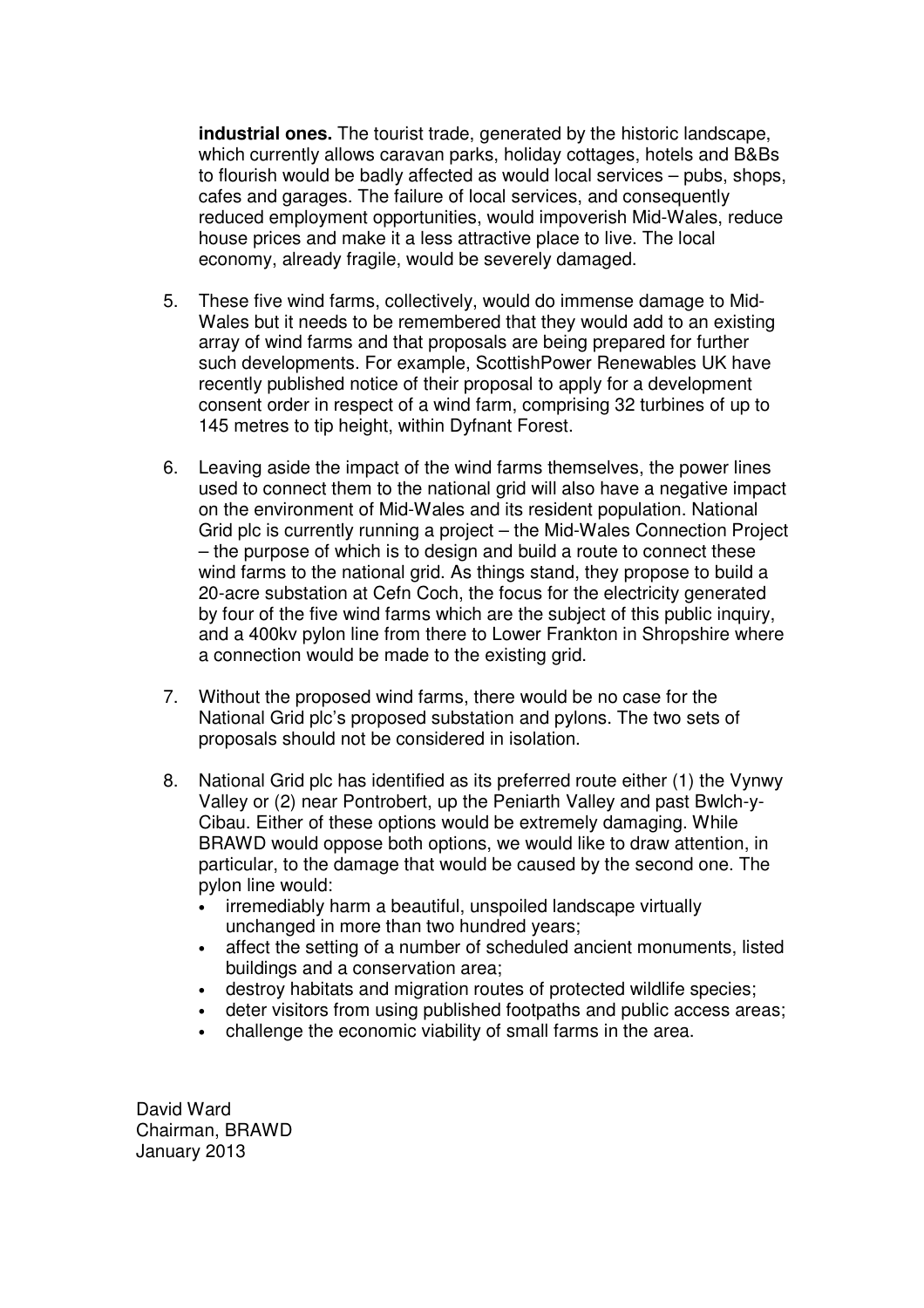**industrial ones.** The tourist trade, generated by the historic landscape, which currently allows caravan parks, holiday cottages, hotels and B&Bs to flourish would be badly affected as would local services – pubs, shops, cafes and garages. The failure of local services, and consequently reduced employment opportunities, would impoverish Mid-Wales, reduce house prices and make it a less attractive place to live. The local economy, already fragile, would be severely damaged.

5. These five wind farms, collectively, would do immense damage to Mid-Wales but it needs to be remembered that they would add to an existing array of wind farms and that proposals are being prepared for further such developments. For example, ScottishPower Renewables UK have recently published notice of their proposal to apply for a development consent order in respect of a wind farm, comprising 32 turbines of up to 145 metres to tip height, within Dyfnant Forest.

6. Leaving aside the impact of the wind farms themselves, the power lines used to connect them to the national grid will also have a negative impact on the environment of Mid-Wales and its resident population. National Grid plc is currently running a project – the Mid-Wales Connection Project – the purpose of which is to design and build a route to connect these wind farms to the national grid. As things stand, they propose to build a 20-acre substation at Cefn Coch, the focus for the electricity generated by four of the five wind farms which are the subject of this public inquiry, and a 400kv pylon line from there to Lower Frankton in Shropshire where a connection would be made to the existing grid.

7. Without the proposed wind farms, there would be no case for the National Grid plc's proposed substation and pylons. The two sets of proposals should not be considered in isolation.

8. National Grid plc has identified as its preferred route either (1) the Vynwy Valley or (2) near Pontrobert, up the Peniarth Valley and past Bwlch-y-Cibau. Either of these options would be extremely damaging. While BRAWD would oppose both options, we would like to draw attention, in particular, to the damage that would be caused by the second one. The pylon line would:
   - irremediably harm a beautiful, unspoiled landscape virtually unchanged in more than two hundred years;
   - affect the setting of a number of scheduled ancient monuments, listed buildings and a conservation area;
   - destroy habitats and migration routes of protected wildlife species;
   - deter visitors from using published footpaths and public access areas;
   - challenge the economic viability of small farms in the area.

David Ward
Chairman, BRAWD
January 2013